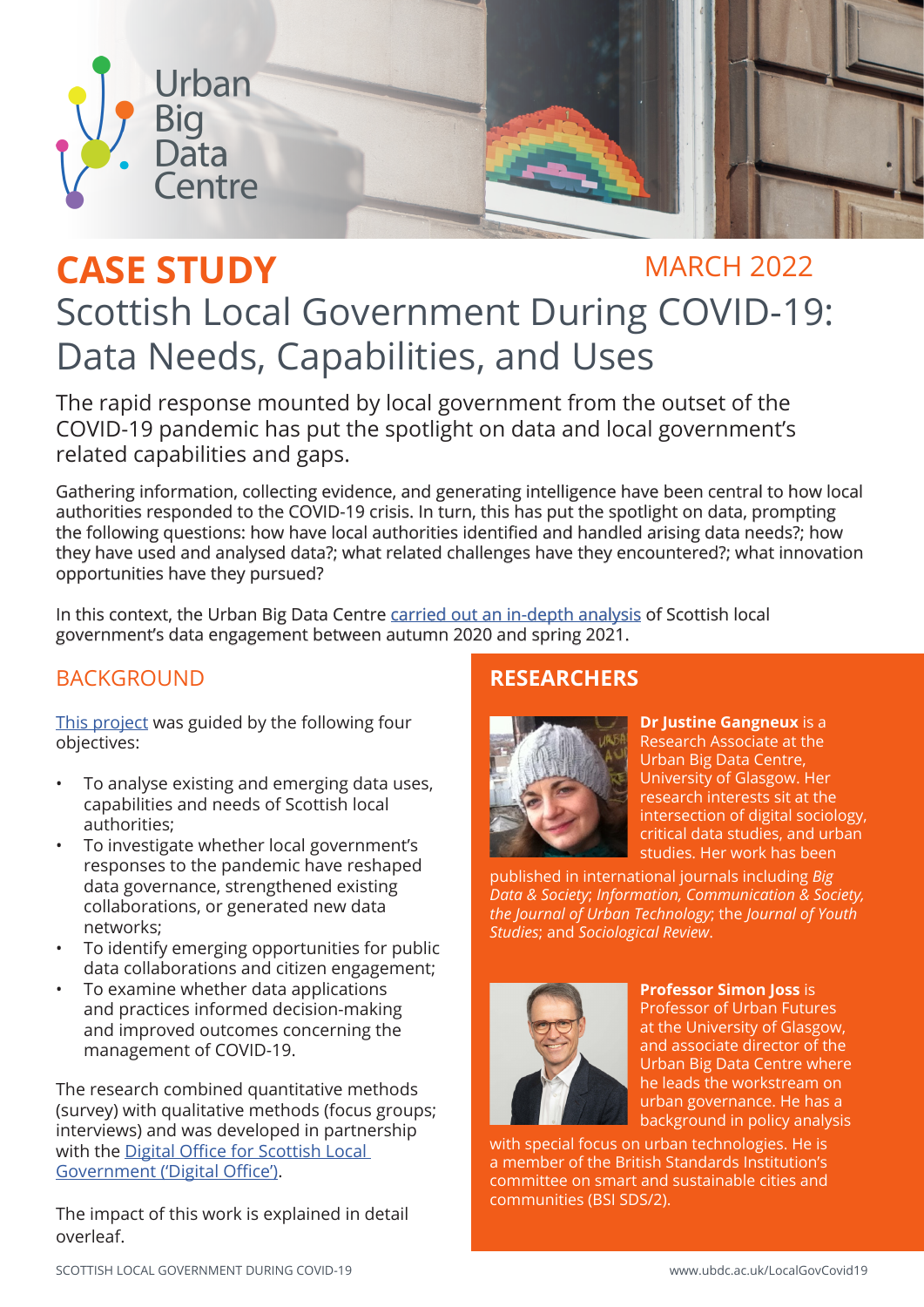Urban Big Data Centre

**CASE STUDY** MARCH 2022

# Scottish Local Government During COVID-19: Data Needs, Capabilities, and Uses

The rapid response mounted by local government from the outset of the COVID-19 pandemic has put the spotlight on data and local government's related capabilities and gaps.

Gathering information, collecting evidence, and generating intelligence have been central to how local authorities responded to the COVID-19 crisis. In turn, this has put the spotlight on data, prompting the following questions: how have local authorities identified and handled arising data needs?; how they have used and analysed data?; what related challenges have they encountered?; what innovation opportunities have they pursued?

In this context, the Urban Big Data Centre carried out an in-depth analysis of Scottish local government's data engagement between autumn 2020 and spring 2021.

## BACKGROUND

This project was guided by the following four objectives:

- To analyse existing and emerging data uses, capabilities and needs of Scottish local authorities;
- To investigate whether local government's responses to the pandemic have reshaped data governance, strengthened existing collaborations, or generated new data networks;
- To identify emerging opportunities for public data collaborations and citizen engagement;
- To examine whether data applications and practices informed decision-making and improved outcomes concerning the management of COVID-19.

The research combined quantitative methods (survey) with qualitative methods (focus groups; interviews) and was developed in partnership with the Digital Office for Scottish Local Government ('Digital Office').

The impact of this work is explained in detail overleaf.

## RESEARCHERS

**Dr Justine Gangneux** is a Research Associate at the Urban Big Data Centre, University of Glasgow. Her research interests sit at the intersection of digital sociology, critical data studies, and urban studies. Her work has been published in international journals including *Big Data & Society*; *Information, Communication & Society*, *the Journal of Urban Technology*; the *Journal of Youth Studies*; and *Sociological Review*.

**Professor Simon Joss** is Professor of Urban Futures at the University of Glasgow, and associate director of the Urban Big Data Centre where he leads the workstream on urban governance. He has a background in policy analysis with special focus on urban technologies. He is a member of the British Standards Institution's committee on smart and sustainable cities and communities (BSI SDS/2).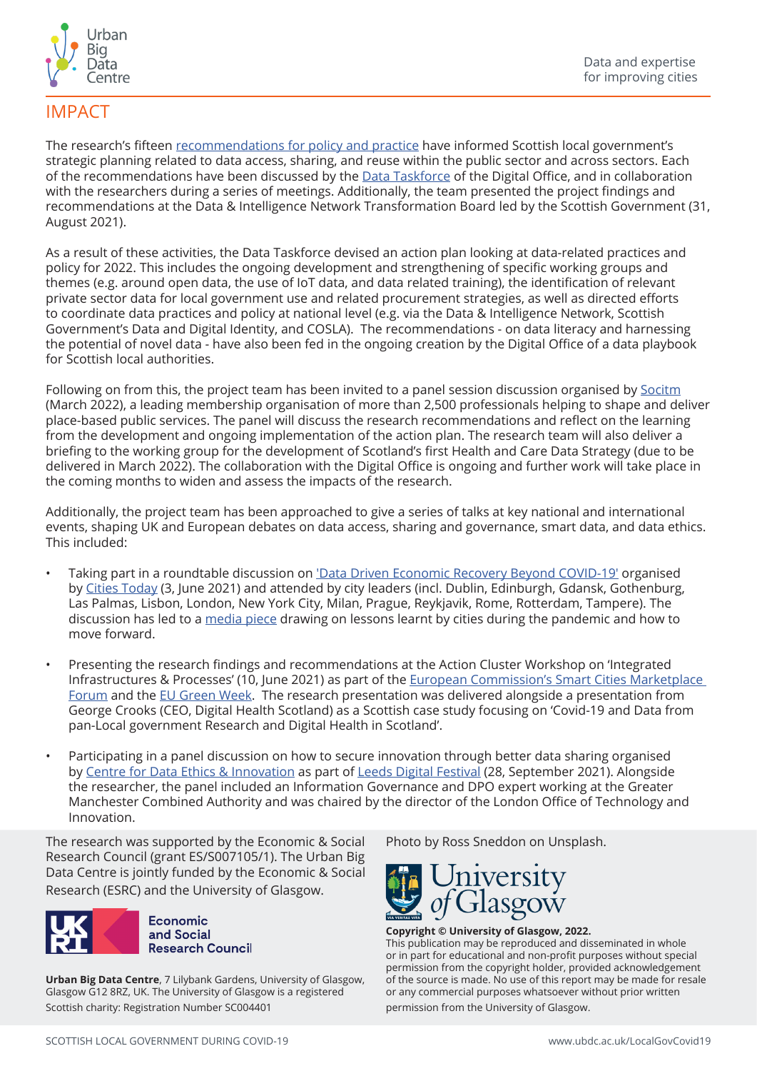# IMPACT

The research's fifteen recommendations for policy and practice have informed Scottish local government's strategic planning related to data access, sharing, and reuse within the public sector and across sectors. Each of the recommendations have been discussed by the Data Taskforce of the Digital Office, and in collaboration with the researchers during a series of meetings. Additionally, the team presented the project findings and recommendations at the Data & Intelligence Network Transformation Board led by the Scottish Government (31, August 2021).

As a result of these activities, the Data Taskforce devised an action plan looking at data-related practices and policy for 2022. This includes the ongoing development and strengthening of specific working groups and themes (e.g. around open data, the use of IoT data, and data related training), the identification of relevant private sector data for local government use and related procurement strategies, as well as directed efforts to coordinate data practices and policy at national level (e.g. via the Data & Intelligence Network, Scottish Government's Data and Digital Identity, and COSLA). The recommendations - on data literacy and harnessing the potential of novel data - have also been fed in the ongoing creation by the Digital Office of a data playbook for Scottish local authorities.

Following on from this, the project team has been invited to a panel session discussion organised by Socitm (March 2022), a leading membership organisation of more than 2,500 professionals helping to shape and deliver place-based public services. The panel will discuss the research recommendations and reflect on the learning from the development and ongoing implementation of the action plan. The research team will also deliver a briefing to the working group for the development of Scotland's first Health and Care Data Strategy (due to be delivered in March 2022). The collaboration with the Digital Office is ongoing and further work will take place in the coming months to widen and assess the impacts of the research.

Additionally, the project team has been approached to give a series of talks at key national and international events, shaping UK and European debates on data access, sharing and governance, smart data, and data ethics. This included:

- Taking part in a roundtable discussion on 'Data Driven Economic Recovery Beyond COVID-19' organised by Cities Today (3, June 2021) and attended by city leaders (incl. Dublin, Edinburgh, Gdansk, Gothenburg, Las Palmas, Lisbon, London, New York City, Milan, Prague, Reykjavik, Rome, Rotterdam, Tampere). The discussion has led to a media piece drawing on lessons learnt by cities during the pandemic and how to move forward.
- Presenting the research findings and recommendations at the Action Cluster Workshop on 'Integrated Infrastructures & Processes' (10, June 2021) as part of the European Commission's Smart Cities Marketplace Forum and the EU Green Week. The research presentation was delivered alongside a presentation from George Crooks (CEO, Digital Health Scotland) as a Scottish case study focusing on 'Covid-19 and Data from pan-Local government Research and Digital Health in Scotland'.
- Participating in a panel discussion on how to secure innovation through better data sharing organised by Centre for Data Ethics & Innovation as part of Leeds Digital Festival (28, September 2021). Alongside the researcher, the panel included an Information Governance and DPO expert working at the Greater Manchester Combined Authority and was chaired by the director of the London Office of Technology and Innovation.

The research was supported by the Economic & Social Research Council (grant ES/S007105/1). The Urban Big Data Centre is jointly funded by the Economic & Social Research (ESRC) and the University of Glasgow.

Economic and Social Research Council

**Urban Big Data Centre**, 7 Lilybank Gardens, University of Glasgow, Glasgow G12 8RZ, UK. The University of Glasgow is a registered Scottish charity: Registration Number SC004401

Photo by Ross Sneddon on Unsplash.

University of Glasgow

**Copyright © University of Glasgow, 2022.**
This publication may be reproduced and disseminated in whole or in part for educational and non-profit purposes without special permission from the copyright holder, provided acknowledgement of the source is made. No use of this report may be made for resale or any commercial purposes whatsoever without prior written permission from the University of Glasgow.